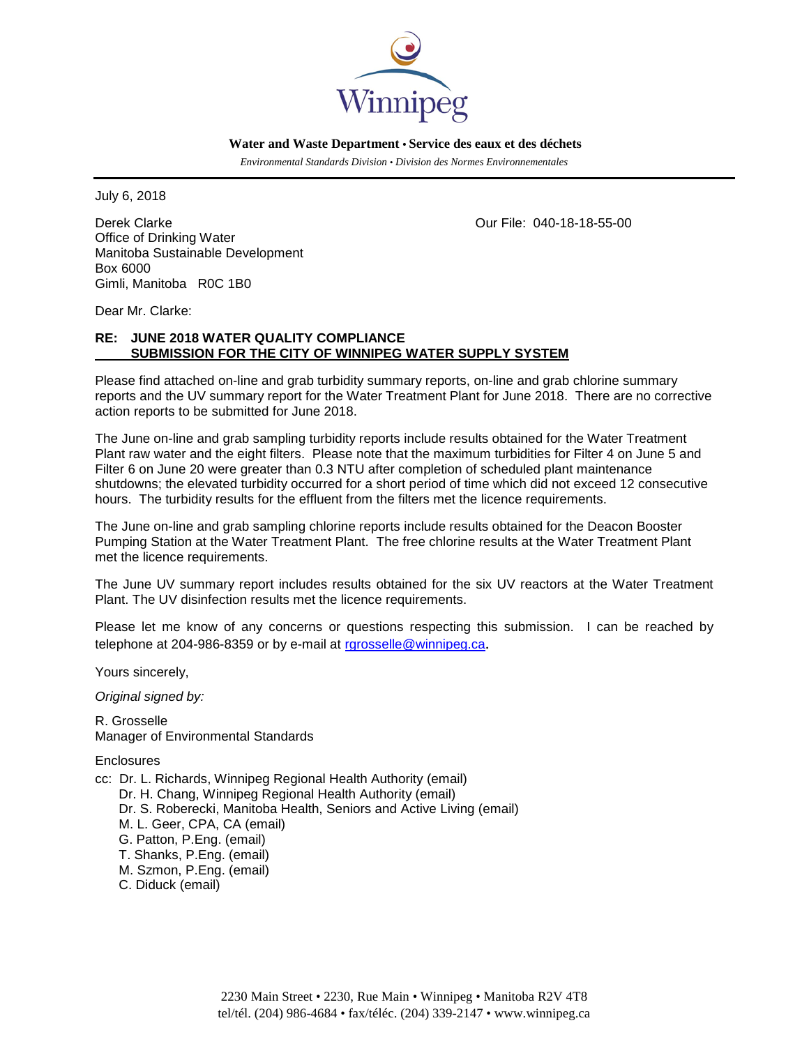Winnipeg

**Water and Waste Department • Service des eaux et des déchets**

*Environmental Standards Division • Division des Normes Environnementales*

July 6, 2018

Derek Clarke
Office of Drinking Water
Manitoba Sustainable Development
Box 6000
Gimli, Manitoba R0C 1B0

Our File: 040-18-18-55-00

Dear Mr. Clarke:

**RE: JUNE 2018 WATER QUALITY COMPLIANCE SUBMISSION FOR THE CITY OF WINNIPEG WATER SUPPLY SYSTEM**

Please find attached on-line and grab turbidity summary reports, on-line and grab chlorine summary reports and the UV summary report for the Water Treatment Plant for June 2018. There are no corrective action reports to be submitted for June 2018.

The June on-line and grab sampling turbidity reports include results obtained for the Water Treatment Plant raw water and the eight filters. Please note that the maximum turbidities for Filter 4 on June 5 and Filter 6 on June 20 were greater than 0.3 NTU after completion of scheduled plant maintenance shutdowns; the elevated turbidity occurred for a short period of time which did not exceed 12 consecutive hours. The turbidity results for the effluent from the filters met the licence requirements.

The June on-line and grab sampling chlorine reports include results obtained for the Deacon Booster Pumping Station at the Water Treatment Plant. The free chlorine results at the Water Treatment Plant met the licence requirements.

The June UV summary report includes results obtained for the six UV reactors at the Water Treatment Plant. The UV disinfection results met the licence requirements.

Please let me know of any concerns or questions respecting this submission. I can be reached by telephone at 204-986-8359 or by e-mail at rgrosselle@winnipeg.ca.

Yours sincerely,

*Original signed by:*

R. Grosselle
Manager of Environmental Standards

Enclosures

cc: Dr. L. Richards, Winnipeg Regional Health Authority (email)
Dr. H. Chang, Winnipeg Regional Health Authority (email)
Dr. S. Roberecki, Manitoba Health, Seniors and Active Living (email)
M. L. Geer, CPA, CA (email)
G. Patton, P.Eng. (email)
T. Shanks, P.Eng. (email)
M. Szmon, P.Eng. (email)
C. Diduck (email)

2230 Main Street • 2230, Rue Main • Winnipeg • Manitoba R2V 4T8
tel/tél. (204) 986-4684 • fax/téléc. (204) 339-2147 • www.winnipeg.ca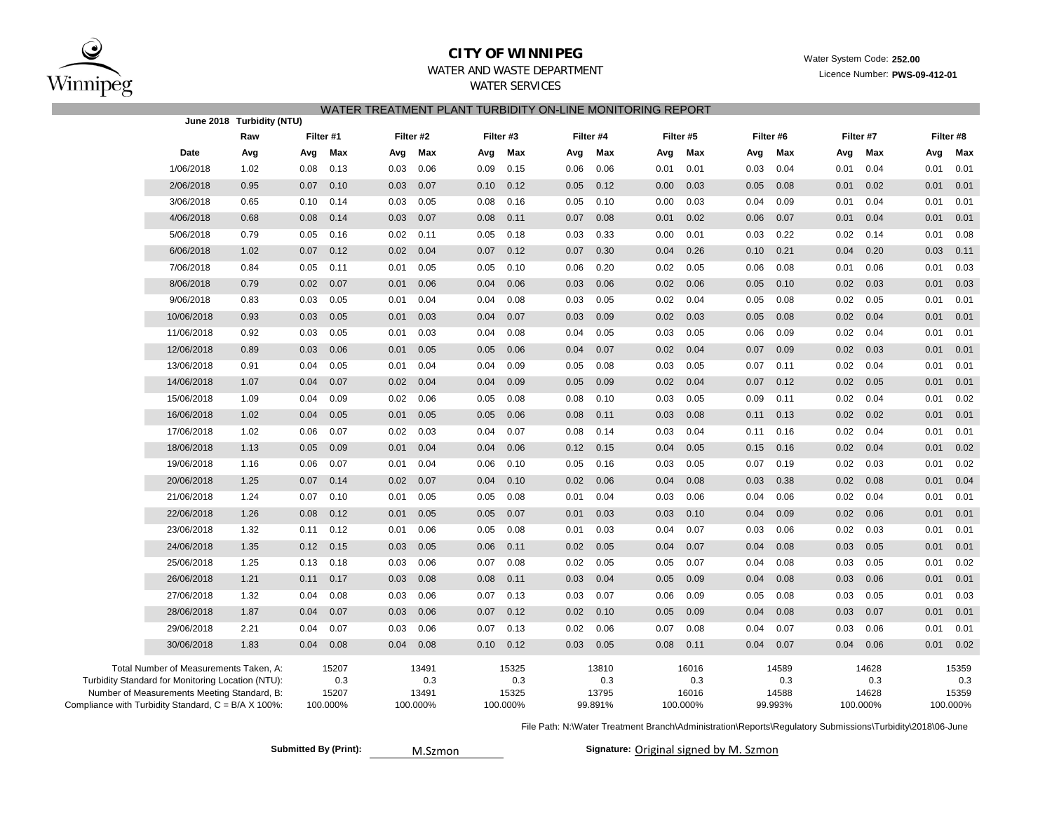# CITY OF WINNIPEG

WATER AND WASTE DEPARTMENT

WATER SERVICES

Water System Code: **252.00**

Licence Number: **PWS-09-412-01**

## WATER TREATMENT PLANT TURBIDITY ON-LINE MONITORING REPORT

**June 2018 Turbidity (NTU)**

| Date | Raw | Filter #1 | | Filter #2 | | Filter #3 | | Filter #4 | | Filter #5 | | Filter #6 | | Filter #7 | | Filter #8 | |
|---|---|---|---|---|---|---|---|---|---|---|---|---|---|---|---|---|---|
| | Avg | Avg | Max | Avg | Max | Avg | Max | Avg | Max | Avg | Max | Avg | Max | Avg | Max | Avg | Max |
| 1/06/2018 | 1.02 | 0.08 | 0.13 | 0.03 | 0.06 | 0.09 | 0.15 | 0.06 | 0.06 | 0.01 | 0.01 | 0.03 | 0.04 | 0.01 | 0.04 | 0.01 | 0.01 |
| 2/06/2018 | 0.95 | 0.07 | 0.10 | 0.03 | 0.07 | 0.10 | 0.12 | 0.05 | 0.12 | 0.00 | 0.03 | 0.05 | 0.08 | 0.01 | 0.02 | 0.01 | 0.01 |
| 3/06/2018 | 0.65 | 0.10 | 0.14 | 0.03 | 0.05 | 0.08 | 0.16 | 0.05 | 0.10 | 0.00 | 0.03 | 0.04 | 0.09 | 0.01 | 0.04 | 0.01 | 0.01 |
| 4/06/2018 | 0.68 | 0.08 | 0.14 | 0.03 | 0.07 | 0.08 | 0.11 | 0.07 | 0.08 | 0.01 | 0.02 | 0.06 | 0.07 | 0.01 | 0.04 | 0.01 | 0.01 |
| 5/06/2018 | 0.79 | 0.05 | 0.16 | 0.02 | 0.11 | 0.05 | 0.18 | 0.03 | 0.33 | 0.00 | 0.01 | 0.03 | 0.22 | 0.02 | 0.14 | 0.01 | 0.08 |
| 6/06/2018 | 1.02 | 0.07 | 0.12 | 0.02 | 0.04 | 0.07 | 0.12 | 0.07 | 0.30 | 0.04 | 0.26 | 0.10 | 0.21 | 0.04 | 0.20 | 0.03 | 0.11 |
| 7/06/2018 | 0.84 | 0.05 | 0.11 | 0.01 | 0.05 | 0.05 | 0.10 | 0.06 | 0.20 | 0.02 | 0.05 | 0.06 | 0.08 | 0.01 | 0.06 | 0.01 | 0.03 |
| 8/06/2018 | 0.79 | 0.02 | 0.07 | 0.01 | 0.06 | 0.04 | 0.06 | 0.03 | 0.06 | 0.02 | 0.06 | 0.05 | 0.10 | 0.02 | 0.03 | 0.01 | 0.03 |
| 9/06/2018 | 0.83 | 0.03 | 0.05 | 0.01 | 0.04 | 0.04 | 0.08 | 0.03 | 0.05 | 0.02 | 0.04 | 0.05 | 0.08 | 0.02 | 0.05 | 0.01 | 0.01 |
| 10/06/2018 | 0.93 | 0.03 | 0.05 | 0.01 | 0.03 | 0.04 | 0.07 | 0.03 | 0.09 | 0.02 | 0.03 | 0.05 | 0.08 | 0.02 | 0.04 | 0.01 | 0.01 |
| 11/06/2018 | 0.92 | 0.03 | 0.05 | 0.01 | 0.03 | 0.04 | 0.08 | 0.04 | 0.05 | 0.03 | 0.05 | 0.06 | 0.09 | 0.02 | 0.04 | 0.01 | 0.01 |
| 12/06/2018 | 0.89 | 0.03 | 0.06 | 0.01 | 0.05 | 0.05 | 0.06 | 0.04 | 0.07 | 0.02 | 0.04 | 0.07 | 0.09 | 0.02 | 0.03 | 0.01 | 0.01 |
| 13/06/2018 | 0.91 | 0.04 | 0.05 | 0.01 | 0.04 | 0.04 | 0.09 | 0.05 | 0.08 | 0.03 | 0.05 | 0.07 | 0.11 | 0.02 | 0.04 | 0.01 | 0.01 |
| 14/06/2018 | 1.07 | 0.04 | 0.07 | 0.02 | 0.04 | 0.04 | 0.09 | 0.05 | 0.09 | 0.02 | 0.04 | 0.07 | 0.12 | 0.02 | 0.05 | 0.01 | 0.01 |
| 15/06/2018 | 1.09 | 0.04 | 0.09 | 0.02 | 0.06 | 0.05 | 0.08 | 0.08 | 0.10 | 0.03 | 0.05 | 0.09 | 0.11 | 0.02 | 0.04 | 0.01 | 0.02 |
| 16/06/2018 | 1.02 | 0.04 | 0.05 | 0.01 | 0.05 | 0.05 | 0.06 | 0.08 | 0.11 | 0.03 | 0.08 | 0.11 | 0.13 | 0.02 | 0.02 | 0.01 | 0.01 |
| 17/06/2018 | 1.02 | 0.06 | 0.07 | 0.02 | 0.03 | 0.04 | 0.07 | 0.08 | 0.14 | 0.03 | 0.04 | 0.11 | 0.16 | 0.02 | 0.04 | 0.01 | 0.01 |
| 18/06/2018 | 1.13 | 0.05 | 0.09 | 0.01 | 0.04 | 0.04 | 0.06 | 0.12 | 0.15 | 0.04 | 0.05 | 0.15 | 0.16 | 0.02 | 0.04 | 0.01 | 0.02 |
| 19/06/2018 | 1.16 | 0.06 | 0.07 | 0.01 | 0.04 | 0.06 | 0.10 | 0.05 | 0.16 | 0.03 | 0.05 | 0.07 | 0.19 | 0.02 | 0.03 | 0.01 | 0.02 |
| 20/06/2018 | 1.25 | 0.07 | 0.14 | 0.02 | 0.07 | 0.04 | 0.10 | 0.02 | 0.06 | 0.04 | 0.08 | 0.03 | 0.38 | 0.02 | 0.08 | 0.01 | 0.04 |
| 21/06/2018 | 1.24 | 0.07 | 0.10 | 0.01 | 0.05 | 0.05 | 0.08 | 0.01 | 0.04 | 0.03 | 0.06 | 0.04 | 0.06 | 0.02 | 0.04 | 0.01 | 0.01 |
| 22/06/2018 | 1.26 | 0.08 | 0.12 | 0.01 | 0.05 | 0.05 | 0.07 | 0.01 | 0.03 | 0.03 | 0.10 | 0.04 | 0.09 | 0.02 | 0.06 | 0.01 | 0.01 |
| 23/06/2018 | 1.32 | 0.11 | 0.12 | 0.01 | 0.06 | 0.05 | 0.08 | 0.01 | 0.03 | 0.04 | 0.07 | 0.03 | 0.06 | 0.02 | 0.03 | 0.01 | 0.01 |
| 24/06/2018 | 1.35 | 0.12 | 0.15 | 0.03 | 0.05 | 0.06 | 0.11 | 0.02 | 0.05 | 0.04 | 0.07 | 0.04 | 0.08 | 0.03 | 0.05 | 0.01 | 0.01 |
| 25/06/2018 | 1.25 | 0.13 | 0.18 | 0.03 | 0.06 | 0.07 | 0.08 | 0.02 | 0.05 | 0.05 | 0.07 | 0.04 | 0.08 | 0.03 | 0.05 | 0.01 | 0.02 |
| 26/06/2018 | 1.21 | 0.11 | 0.17 | 0.03 | 0.08 | 0.08 | 0.11 | 0.03 | 0.04 | 0.05 | 0.09 | 0.04 | 0.08 | 0.03 | 0.06 | 0.01 | 0.01 |
| 27/06/2018 | 1.32 | 0.04 | 0.08 | 0.03 | 0.06 | 0.07 | 0.13 | 0.03 | 0.07 | 0.06 | 0.09 | 0.05 | 0.08 | 0.03 | 0.05 | 0.01 | 0.03 |
| 28/06/2018 | 1.87 | 0.04 | 0.07 | 0.03 | 0.06 | 0.07 | 0.12 | 0.02 | 0.10 | 0.05 | 0.09 | 0.04 | 0.08 | 0.03 | 0.07 | 0.01 | 0.01 |
| 29/06/2018 | 2.21 | 0.04 | 0.07 | 0.03 | 0.06 | 0.07 | 0.13 | 0.02 | 0.06 | 0.07 | 0.08 | 0.04 | 0.07 | 0.03 | 0.06 | 0.01 | 0.01 |
| 30/06/2018 | 1.83 | 0.04 | 0.08 | 0.04 | 0.08 | 0.10 | 0.12 | 0.03 | 0.05 | 0.08 | 0.11 | 0.04 | 0.07 | 0.04 | 0.06 | 0.01 | 0.02 |
| Total Number of Measurements Taken, A: | | 15207 | | 13491 | | 15325 | | 13810 | | 16016 | | 14589 | | 14628 | | 15359 | |
| Turbidity Standard for Monitoring Location (NTU): | | 0.3 | | 0.3 | | 0.3 | | 0.3 | | 0.3 | | 0.3 | | 0.3 | | 0.3 | |
| Number of Measurements Meeting Standard, B: | | 15207 | | 13491 | | 15325 | | 13795 | | 16016 | | 14588 | | 14628 | | 15359 | |
| Compliance with Turbidity Standard, C = B/A X 100%: | | 100.000% | | 100.000% | | 100.000% | | 99.891% | | 100.000% | | 99.993% | | 100.000% | | 100.000% | |

File Path: N:\Water Treatment Branch\Administration\Reports\Regulatory Submissions\Turbidity\2018\06-June

**Submitted By (Print):** M.Szmon

**Signature:** Original signed by M. Szmon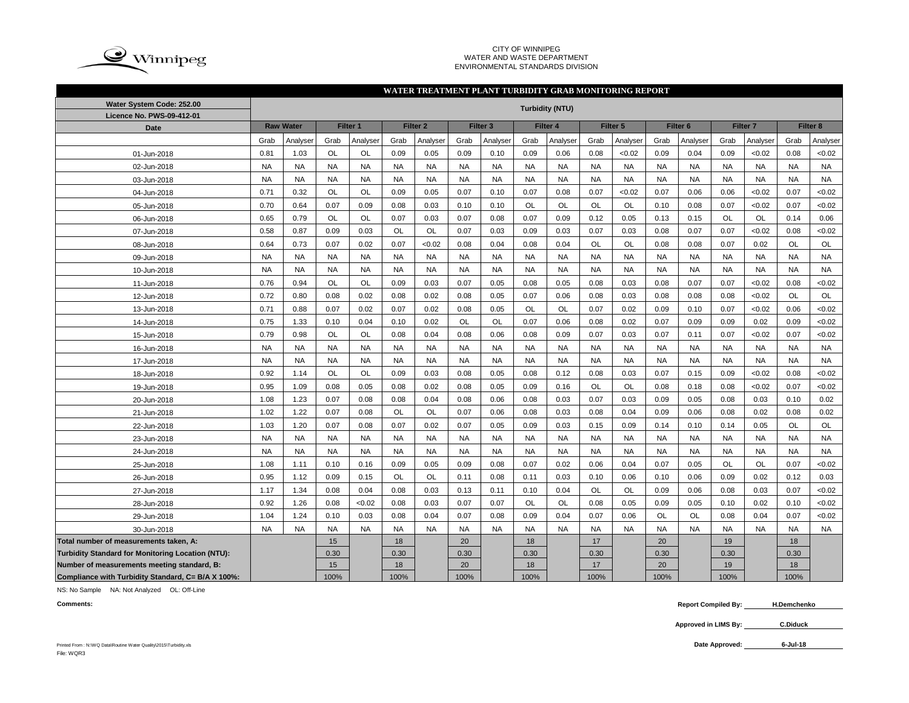CITY OF WINNIPEG
WATER AND WASTE DEPARTMENT
ENVIRONMENTAL STANDARDS DIVISION

## WATER TREATMENT PLANT TURBIDITY GRAB MONITORING REPORT

| Water System Code: 252.00 | Turbidity (NTU) | | | | | | | | | | | | | | | | | |
|---|---|---|---|---|---|---|---|---|---|---|---|---|---|---|---|---|---|---|
| Licence No. PWS-09-412-01 | | | | | | | | | | | | | | | | | | |
| Date | Raw Water | | Filter 1 | | Filter 2 | | Filter 3 | | Filter 4 | | Filter 5 | | Filter 6 | | Filter 7 | | Filter 8 | |
| | Grab | Analyser | Grab | Analyser | Grab | Analyser | Grab | Analyser | Grab | Analyser | Grab | Analyser | Grab | Analyser | Grab | Analyser | Grab | Analyser |
| 01-Jun-2018 | 0.81 | 1.03 | OL | OL | 0.09 | 0.05 | 0.09 | 0.10 | 0.09 | 0.06 | 0.08 | <0.02 | 0.09 | 0.04 | 0.09 | <0.02 | 0.08 | <0.02 |
| 02-Jun-2018 | NA | NA | NA | NA | NA | NA | NA | NA | NA | NA | NA | NA | NA | NA | NA | NA | NA | NA |
| 03-Jun-2018 | NA | NA | NA | NA | NA | NA | NA | NA | NA | NA | NA | NA | NA | NA | NA | NA | NA | NA |
| 04-Jun-2018 | 0.71 | 0.32 | OL | OL | 0.09 | 0.05 | 0.07 | 0.10 | 0.07 | 0.08 | 0.07 | <0.02 | 0.07 | 0.06 | 0.06 | <0.02 | 0.07 | <0.02 |
| 05-Jun-2018 | 0.70 | 0.64 | 0.07 | 0.09 | 0.08 | 0.03 | 0.10 | 0.10 | OL | OL | OL | OL | 0.10 | 0.08 | 0.07 | <0.02 | 0.07 | <0.02 |
| 06-Jun-2018 | 0.65 | 0.79 | OL | OL | 0.07 | 0.03 | 0.07 | 0.08 | 0.07 | 0.09 | 0.12 | 0.05 | 0.13 | 0.15 | OL | OL | 0.14 | 0.06 |
| 07-Jun-2018 | 0.58 | 0.87 | 0.09 | 0.03 | OL | OL | 0.07 | 0.03 | 0.09 | 0.03 | 0.07 | 0.03 | 0.08 | 0.07 | 0.07 | <0.02 | 0.08 | <0.02 |
| 08-Jun-2018 | 0.64 | 0.73 | 0.07 | 0.02 | 0.07 | <0.02 | 0.08 | 0.04 | 0.08 | 0.04 | OL | OL | 0.08 | 0.08 | 0.07 | 0.02 | OL | OL |
| 09-Jun-2018 | NA | NA | NA | NA | NA | NA | NA | NA | NA | NA | NA | NA | NA | NA | NA | NA | NA | NA |
| 10-Jun-2018 | NA | NA | NA | NA | NA | NA | NA | NA | NA | NA | NA | NA | NA | NA | NA | NA | NA | NA |
| 11-Jun-2018 | 0.76 | 0.94 | OL | OL | 0.09 | 0.03 | 0.07 | 0.05 | 0.08 | 0.05 | 0.08 | 0.03 | 0.08 | 0.07 | 0.07 | <0.02 | 0.08 | <0.02 |
| 12-Jun-2018 | 0.72 | 0.80 | 0.08 | 0.02 | 0.08 | 0.02 | 0.08 | 0.05 | 0.07 | 0.06 | 0.08 | 0.03 | 0.08 | 0.08 | 0.08 | <0.02 | OL | OL |
| 13-Jun-2018 | 0.71 | 0.88 | 0.07 | 0.02 | 0.07 | 0.02 | 0.08 | 0.05 | OL | OL | 0.07 | 0.02 | 0.09 | 0.10 | 0.07 | <0.02 | 0.06 | <0.02 |
| 14-Jun-2018 | 0.75 | 1.33 | 0.10 | 0.04 | 0.10 | 0.02 | OL | OL | 0.07 | 0.06 | 0.08 | 0.02 | 0.07 | 0.09 | 0.09 | 0.02 | 0.09 | <0.02 |
| 15-Jun-2018 | 0.79 | 0.98 | OL | OL | 0.08 | 0.04 | 0.08 | 0.06 | 0.08 | 0.09 | 0.07 | 0.03 | 0.07 | 0.11 | 0.07 | <0.02 | 0.07 | <0.02 |
| 16-Jun-2018 | NA | NA | NA | NA | NA | NA | NA | NA | NA | NA | NA | NA | NA | NA | NA | NA | NA | NA |
| 17-Jun-2018 | NA | NA | NA | NA | NA | NA | NA | NA | NA | NA | NA | NA | NA | NA | NA | NA | NA | NA |
| 18-Jun-2018 | 0.92 | 1.14 | OL | OL | 0.09 | 0.03 | 0.08 | 0.05 | 0.08 | 0.12 | 0.08 | 0.03 | 0.07 | 0.15 | 0.09 | <0.02 | 0.08 | <0.02 |
| 19-Jun-2018 | 0.95 | 1.09 | 0.08 | 0.05 | 0.08 | 0.02 | 0.08 | 0.05 | 0.09 | 0.16 | OL | OL | 0.08 | 0.18 | 0.08 | <0.02 | 0.07 | <0.02 |
| 20-Jun-2018 | 1.08 | 1.23 | 0.07 | 0.08 | 0.08 | 0.04 | 0.08 | 0.06 | 0.08 | 0.03 | 0.07 | 0.03 | 0.09 | 0.05 | 0.08 | 0.03 | 0.10 | 0.02 |
| 21-Jun-2018 | 1.02 | 1.22 | 0.07 | 0.08 | OL | OL | 0.07 | 0.06 | 0.08 | 0.03 | 0.08 | 0.04 | 0.09 | 0.06 | 0.08 | 0.02 | 0.08 | 0.02 |
| 22-Jun-2018 | 1.03 | 1.20 | 0.07 | 0.07 | 0.07 | 0.02 | 0.07 | 0.05 | 0.09 | 0.03 | 0.15 | 0.09 | 0.14 | 0.10 | 0.14 | 0.05 | OL | OL |
| 23-Jun-2018 | NA | NA | NA | NA | NA | NA | NA | NA | NA | NA | NA | NA | NA | NA | NA | NA | NA | NA |
| 24-Jun-2018 | NA | NA | NA | NA | NA | NA | NA | NA | NA | NA | NA | NA | NA | NA | NA | NA | NA | NA |
| 25-Jun-2018 | 1.08 | 1.11 | 0.10 | 0.16 | 0.09 | 0.05 | 0.09 | 0.08 | 0.07 | 0.02 | 0.06 | 0.04 | 0.07 | 0.05 | OL | OL | 0.07 | <0.02 |
| 26-Jun-2018 | 0.95 | 1.12 | 0.09 | 0.15 | OL | OL | 0.11 | 0.08 | 0.11 | 0.03 | 0.10 | 0.06 | 0.10 | 0.06 | 0.09 | 0.02 | 0.12 | 0.03 |
| 27-Jun-2018 | 1.17 | 1.34 | 0.08 | 0.04 | 0.08 | 0.03 | 0.13 | 0.11 | 0.10 | 0.04 | OL | OL | 0.09 | 0.06 | 0.08 | 0.03 | 0.07 | <0.02 |
| 28-Jun-2018 | 0.92 | 1.26 | 0.08 | <0.02 | 0.08 | 0.03 | 0.07 | 0.07 | OL | OL | 0.08 | 0.05 | 0.09 | 0.05 | 0.10 | 0.02 | 0.10 | <0.02 |
| 29-Jun-2018 | 1.04 | 1.24 | 0.10 | 0.03 | 0.08 | 0.04 | 0.07 | 0.08 | 0.09 | 0.04 | 0.07 | 0.06 | OL | OL | 0.08 | 0.04 | 0.07 | <0.02 |
| 30-Jun-2018 | NA | NA | NA | NA | NA | NA | NA | NA | NA | NA | NA | NA | NA | NA | NA | NA | NA | NA |
| Total number of measurements taken, A: | | | 15 | | 18 | | 20 | | 18 | | 17 | | 20 | | 19 | | 18 | |
| Turbidity Standard for Monitoring Location (NTU): | | | 0.30 | | 0.30 | | 0.30 | | 0.30 | | 0.30 | | 0.30 | | 0.30 | | 0.30 | |
| Number of measurements meeting standard, B: | | | 15 | | 18 | | 20 | | 18 | | 17 | | 20 | | 19 | | 18 | |
| Compliance with Turbidity Standard, C= B/A X 100%: | | | 100% | | 100% | | 100% | | 100% | | 100% | | 100% | | 100% | | 100% | |

NS: No Sample NA: Not Analyzed OL: Off-Line

**Comments:**

**Report Compiled By:** H.Demchenko

**Approved in LIMS By:** C.Diduck

**Date Approved:** 6-Jul-18

Printed From : N:\WQ Data\Routine Water Quality\2015\Turbidity.xls
File: WQR3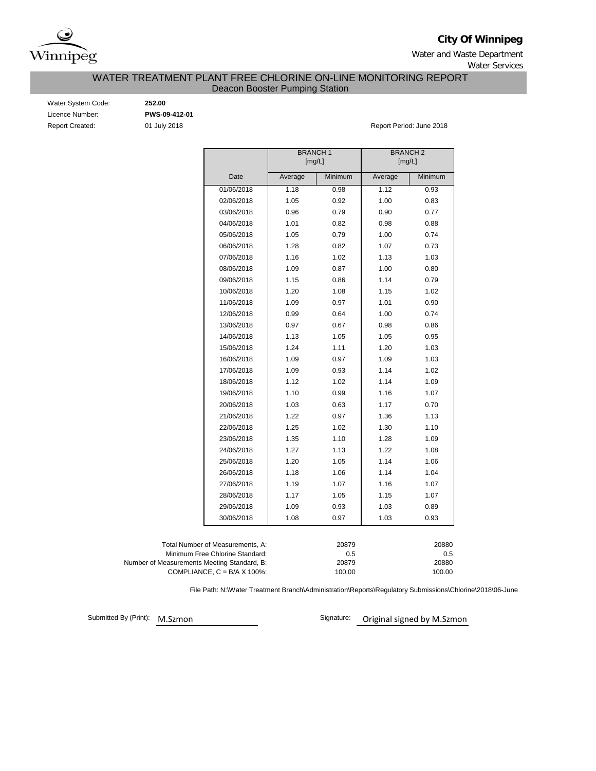**City Of Winnipeg**

Water and Waste Department

Water Services

## WATER TREATMENT PLANT FREE CHLORINE ON-LINE MONITORING REPORT

Deacon Booster Pumping Station

Water System Code: **252.00**

Licence Number: **PWS-09-412-01**

Report Created: 01 July 2018

Report Period: June 2018

| | BRANCH 1 [mg/L] | | BRANCH 2 [mg/L] | |
|---|---|---|---|---|
| Date | Average | Minimum | Average | Minimum |
| 01/06/2018 | 1.18 | 0.98 | 1.12 | 0.93 |
| 02/06/2018 | 1.05 | 0.92 | 1.00 | 0.83 |
| 03/06/2018 | 0.96 | 0.79 | 0.90 | 0.77 |
| 04/06/2018 | 1.01 | 0.82 | 0.98 | 0.88 |
| 05/06/2018 | 1.05 | 0.79 | 1.00 | 0.74 |
| 06/06/2018 | 1.28 | 0.82 | 1.07 | 0.73 |
| 07/06/2018 | 1.16 | 1.02 | 1.13 | 1.03 |
| 08/06/2018 | 1.09 | 0.87 | 1.00 | 0.80 |
| 09/06/2018 | 1.15 | 0.86 | 1.14 | 0.79 |
| 10/06/2018 | 1.20 | 1.08 | 1.15 | 1.02 |
| 11/06/2018 | 1.09 | 0.97 | 1.01 | 0.90 |
| 12/06/2018 | 0.99 | 0.64 | 1.00 | 0.74 |
| 13/06/2018 | 0.97 | 0.67 | 0.98 | 0.86 |
| 14/06/2018 | 1.13 | 1.05 | 1.05 | 0.95 |
| 15/06/2018 | 1.24 | 1.11 | 1.20 | 1.03 |
| 16/06/2018 | 1.09 | 0.97 | 1.09 | 1.03 |
| 17/06/2018 | 1.09 | 0.93 | 1.14 | 1.02 |
| 18/06/2018 | 1.12 | 1.02 | 1.14 | 1.09 |
| 19/06/2018 | 1.10 | 0.99 | 1.16 | 1.07 |
| 20/06/2018 | 1.03 | 0.63 | 1.17 | 0.70 |
| 21/06/2018 | 1.22 | 0.97 | 1.36 | 1.13 |
| 22/06/2018 | 1.25 | 1.02 | 1.30 | 1.10 |
| 23/06/2018 | 1.35 | 1.10 | 1.28 | 1.09 |
| 24/06/2018 | 1.27 | 1.13 | 1.22 | 1.08 |
| 25/06/2018 | 1.20 | 1.05 | 1.14 | 1.06 |
| 26/06/2018 | 1.18 | 1.06 | 1.14 | 1.04 |
| 27/06/2018 | 1.19 | 1.07 | 1.16 | 1.07 |
| 28/06/2018 | 1.17 | 1.05 | 1.15 | 1.07 |
| 29/06/2018 | 1.09 | 0.93 | 1.03 | 0.89 |
| 30/06/2018 | 1.08 | 0.97 | 1.03 | 0.93 |

| | BRANCH 1 | BRANCH 2 |
|---|---|---|
| Total Number of Measurements, A: | 20879 | 20880 |
| Minimum Free Chlorine Standard: | 0.5 | 0.5 |
| Number of Measurements Meeting Standard, B: | 20879 | 20880 |
| COMPLIANCE, C = B/A X 100%: | 100.00 | 100.00 |

File Path: N:\Water Treatment Branch\Administration\Reports\Regulatory Submissions\Chlorine\2018\06-June

Submitted By (Print): M.Szmon

Signature: Original signed by M.Szmon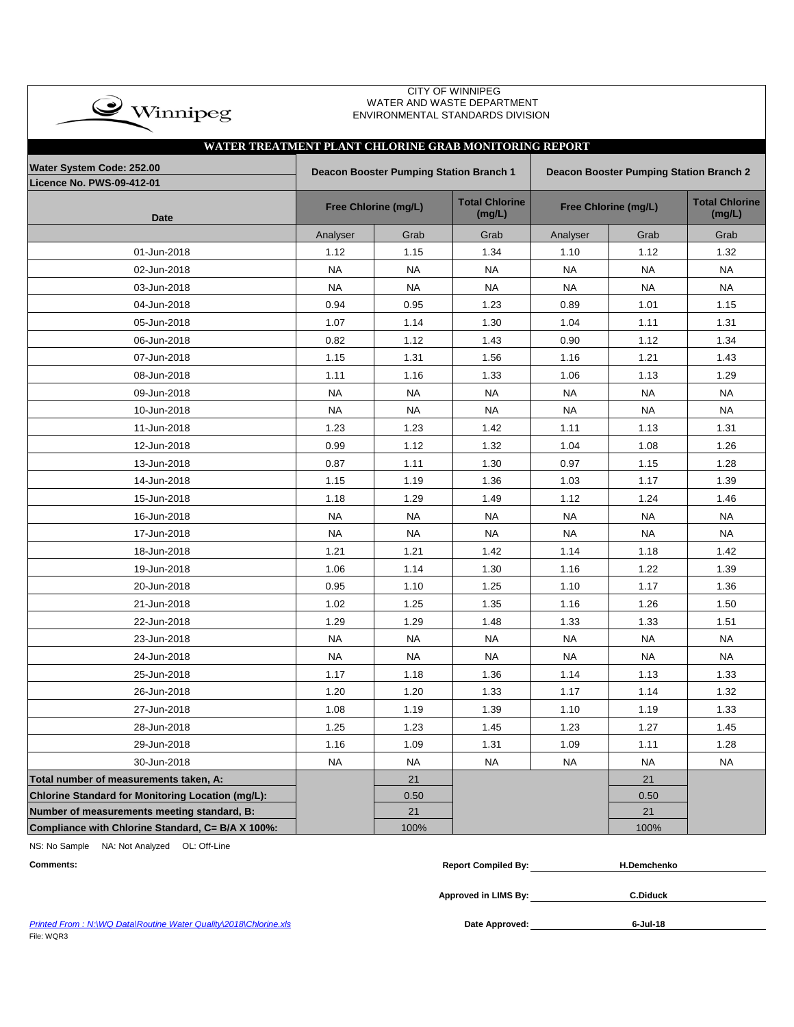CITY OF WINNIPEG
WATER AND WASTE DEPARTMENT
ENVIRONMENTAL STANDARDS DIVISION

## WATER TREATMENT PLANT CHLORINE GRAB MONITORING REPORT

| Water System Code: 252.00<br>Licence No. PWS-09-412-01 | Deacon Booster Pumping Station Branch 1 | | | Deacon Booster Pumping Station Branch 2 | | |
|---|---|---|---|---|---|---|
| Date | Free Chlorine (mg/L) | | Total Chlorine (mg/L) | Free Chlorine (mg/L) | | Total Chlorine (mg/L) |
| | Analyser | Grab | Grab | Analyser | Grab | Grab |
| 01-Jun-2018 | 1.12 | 1.15 | 1.34 | 1.10 | 1.12 | 1.32 |
| 02-Jun-2018 | NA | NA | NA | NA | NA | NA |
| 03-Jun-2018 | NA | NA | NA | NA | NA | NA |
| 04-Jun-2018 | 0.94 | 0.95 | 1.23 | 0.89 | 1.01 | 1.15 |
| 05-Jun-2018 | 1.07 | 1.14 | 1.30 | 1.04 | 1.11 | 1.31 |
| 06-Jun-2018 | 0.82 | 1.12 | 1.43 | 0.90 | 1.12 | 1.34 |
| 07-Jun-2018 | 1.15 | 1.31 | 1.56 | 1.16 | 1.21 | 1.43 |
| 08-Jun-2018 | 1.11 | 1.16 | 1.33 | 1.06 | 1.13 | 1.29 |
| 09-Jun-2018 | NA | NA | NA | NA | NA | NA |
| 10-Jun-2018 | NA | NA | NA | NA | NA | NA |
| 11-Jun-2018 | 1.23 | 1.23 | 1.42 | 1.11 | 1.13 | 1.31 |
| 12-Jun-2018 | 0.99 | 1.12 | 1.32 | 1.04 | 1.08 | 1.26 |
| 13-Jun-2018 | 0.87 | 1.11 | 1.30 | 0.97 | 1.15 | 1.28 |
| 14-Jun-2018 | 1.15 | 1.19 | 1.36 | 1.03 | 1.17 | 1.39 |
| 15-Jun-2018 | 1.18 | 1.29 | 1.49 | 1.12 | 1.24 | 1.46 |
| 16-Jun-2018 | NA | NA | NA | NA | NA | NA |
| 17-Jun-2018 | NA | NA | NA | NA | NA | NA |
| 18-Jun-2018 | 1.21 | 1.21 | 1.42 | 1.14 | 1.18 | 1.42 |
| 19-Jun-2018 | 1.06 | 1.14 | 1.30 | 1.16 | 1.22 | 1.39 |
| 20-Jun-2018 | 0.95 | 1.10 | 1.25 | 1.10 | 1.17 | 1.36 |
| 21-Jun-2018 | 1.02 | 1.25 | 1.35 | 1.16 | 1.26 | 1.50 |
| 22-Jun-2018 | 1.29 | 1.29 | 1.48 | 1.33 | 1.33 | 1.51 |
| 23-Jun-2018 | NA | NA | NA | NA | NA | NA |
| 24-Jun-2018 | NA | NA | NA | NA | NA | NA |
| 25-Jun-2018 | 1.17 | 1.18 | 1.36 | 1.14 | 1.13 | 1.33 |
| 26-Jun-2018 | 1.20 | 1.20 | 1.33 | 1.17 | 1.14 | 1.32 |
| 27-Jun-2018 | 1.08 | 1.19 | 1.39 | 1.10 | 1.19 | 1.33 |
| 28-Jun-2018 | 1.25 | 1.23 | 1.45 | 1.23 | 1.27 | 1.45 |
| 29-Jun-2018 | 1.16 | 1.09 | 1.31 | 1.09 | 1.11 | 1.28 |
| 30-Jun-2018 | NA | NA | NA | NA | NA | NA |
| **Total number of measurements taken, A:** | | 21 | | | 21 | |
| **Chlorine Standard for Monitoring Location (mg/L):** | | 0.50 | | | 0.50 | |
| **Number of measurements meeting standard, B:** | | 21 | | | 21 | |
| **Compliance with Chlorine Standard, C= B/A X 100%:** | | 100% | | | 100% | |

NS: No Sample NA: Not Analyzed OL: Off-Line

**Comments:**

**Report Compiled By:** H.Demchenko

**Approved in LIMS By:** C.Diduck

**Date Approved:** 6-Jul-18

*Printed From : N:\WQ Data\Routine Water Quality\2018\Chlorine.xls*
File: WQR3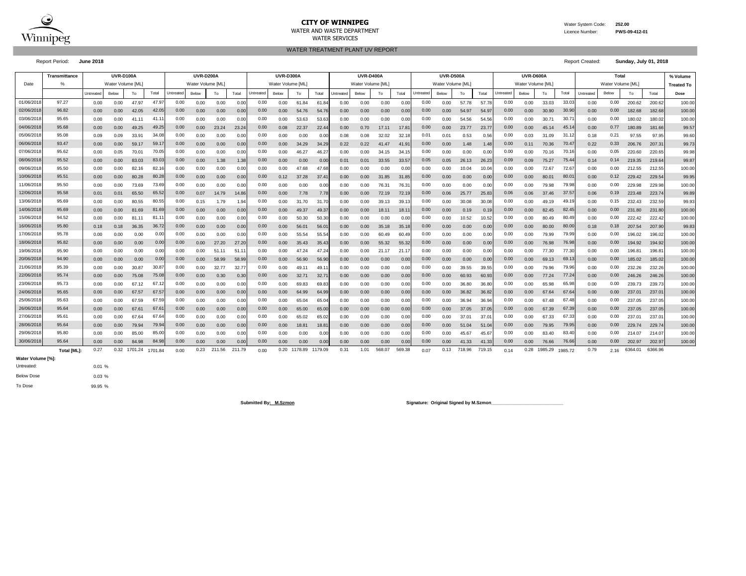# CITY OF WINNIPEG

WATER AND WASTE DEPARTMENT

WATER SERVICES

Water System Code: **252.00**

Licence Number: **PWS-09-412-01**

## WATER TREATMENT PLANT UV REPORT

Report Period: **June 2018**

Report Created: **Sunday, July 01, 2018**

| Date | Transmittance % | UVR-D100A Water Volume [ML] | | | | UVR-D200A Water Volume [ML] | | | | UVR-D300A Water Volume [ML] | | | | UVR-D400A Water Volume [ML] | | | | UVR-D500A Water Volume [ML] | | | | UVR-D600A Water Volume [ML] | | | | Total Water Volume [ML] | | | | % Volume Treated To |
|---|---|---|---|---|---|---|---|---|---|---|---|---|---|---|---|---|---|---|---|---|---|---|---|---|---|---|---|---|---|---|
| | | Untreated | Below | To | Total | Untreated | Below | To | Total | Untreated | Below | To | Total | Untreated | Below | To | Total | Untreated | Below | To | Total | Untreated | Below | To | Total | Untreated | Below | To | Total | Dose |
| 01/06/2018 | 97.27 | 0.00 | 0.00 | 47.97 | 47.97 | 0.00 | 0.00 | 0.00 | 0.00 | 0.00 | 0.00 | 61.84 | 61.84 | 0.00 | 0.00 | 0.00 | 0.00 | 0.00 | 0.00 | 57.78 | 57.78 | 0.00 | 0.00 | 33.03 | 33.03 | 0.00 | 0.00 | 200.62 | 200.62 | 100.00 |
| 02/06/2018 | 96.82 | 0.00 | 0.00 | 42.05 | 42.05 | 0.00 | 0.00 | 0.00 | 0.00 | 0.00 | 0.00 | 54.76 | 54.76 | 0.00 | 0.00 | 0.00 | 0.00 | 0.00 | 0.00 | 54.97 | 54.97 | 0.00 | 0.00 | 30.90 | 30.90 | 0.00 | 0.00 | 182.68 | 182.68 | 100.00 |
| 03/06/2018 | 95.65 | 0.00 | 0.00 | 41.11 | 41.11 | 0.00 | 0.00 | 0.00 | 0.00 | 0.00 | 0.00 | 53.63 | 53.63 | 0.00 | 0.00 | 0.00 | 0.00 | 0.00 | 0.00 | 54.56 | 54.56 | 0.00 | 0.00 | 30.71 | 30.71 | 0.00 | 0.00 | 180.02 | 180.02 | 100.00 |
| 04/06/2018 | 95.68 | 0.00 | 0.00 | 49.25 | 49.25 | 0.00 | 0.00 | 23.24 | 23.24 | 0.00 | 0.08 | 22.37 | 22.44 | 0.00 | 0.70 | 17.11 | 17.81 | 0.00 | 0.00 | 23.77 | 23.77 | 0.00 | 0.00 | 45.14 | 45.14 | 0.00 | 0.77 | 180.89 | 181.66 | 99.57 |
| 05/06/2018 | 95.08 | 0.09 | 0.09 | 33.91 | 34.08 | 0.00 | 0.00 | 0.00 | 0.00 | 0.00 | 0.00 | 0.00 | 0.00 | 0.08 | 0.08 | 32.02 | 32.18 | 0.01 | 0.01 | 0.53 | 0.56 | 0.00 | 0.03 | 31.09 | 31.12 | 0.18 | 0.21 | 97.55 | 97.95 | 99.60 |
| 06/06/2018 | 93.47 | 0.00 | 0.00 | 59.17 | 59.17 | 0.00 | 0.00 | 0.00 | 0.00 | 0.00 | 0.00 | 34.29 | 34.29 | 0.22 | 0.22 | 41.47 | 41.91 | 0.00 | 0.00 | 1.48 | 1.48 | 0.00 | 0.11 | 70.36 | 70.47 | 0.22 | 0.33 | 206.76 | 207.31 | 99.73 |
| 07/06/2018 | 95.62 | 0.00 | 0.05 | 70.01 | 70.05 | 0.00 | 0.00 | 0.00 | 0.00 | 0.00 | 0.00 | 46.27 | 46.27 | 0.00 | 0.00 | 34.15 | 34.15 | 0.00 | 0.00 | 0.00 | 0.00 | 0.00 | 0.00 | 70.16 | 70.16 | 0.00 | 0.05 | 220.60 | 220.65 | 99.98 |
| 08/06/2018 | 95.52 | 0.00 | 0.00 | 83.03 | 83.03 | 0.00 | 0.00 | 1.38 | 1.38 | 0.00 | 0.00 | 0.00 | 0.00 | 0.01 | 0.01 | 33.55 | 33.57 | 0.05 | 0.05 | 26.13 | 26.23 | 0.09 | 0.09 | 75.27 | 75.44 | 0.14 | 0.14 | 219.35 | 219.64 | 99.87 |
| 09/06/2018 | 95.50 | 0.00 | 0.00 | 82.16 | 82.16 | 0.00 | 0.00 | 0.00 | 0.00 | 0.00 | 0.00 | 47.68 | 47.68 | 0.00 | 0.00 | 0.00 | 0.00 | 0.00 | 0.00 | 10.04 | 10.04 | 0.00 | 0.00 | 72.67 | 72.67 | 0.00 | 0.00 | 212.55 | 212.55 | 100.00 |
| 10/06/2018 | 95.51 | 0.00 | 0.00 | 80.28 | 80.28 | 0.00 | 0.00 | 0.00 | 0.00 | 0.00 | 0.12 | 37.28 | 37.41 | 0.00 | 0.00 | 31.85 | 31.85 | 0.00 | 0.00 | 0.00 | 0.00 | 0.00 | 0.00 | 80.01 | 80.01 | 0.00 | 0.12 | 229.42 | 229.54 | 99.95 |
| 11/06/2018 | 95.50 | 0.00 | 0.00 | 73.69 | 73.69 | 0.00 | 0.00 | 0.00 | 0.00 | 0.00 | 0.00 | 0.00 | 0.00 | 0.00 | 0.00 | 76.31 | 76.31 | 0.00 | 0.00 | 0.00 | 0.00 | 0.00 | 0.00 | 79.98 | 79.98 | 0.00 | 0.00 | 229.98 | 229.98 | 100.00 |
| 12/06/2018 | 95.58 | 0.01 | 0.01 | 65.50 | 65.52 | 0.00 | 0.07 | 14.79 | 14.86 | 0.00 | 0.00 | 7.78 | 7.78 | 0.00 | 0.00 | 72.19 | 72.19 | 0.00 | 0.06 | 25.77 | 25.83 | 0.06 | 0.06 | 37.46 | 37.57 | 0.06 | 0.19 | 223.48 | 223.74 | 99.89 |
| 13/06/2018 | 95.69 | 0.00 | 0.00 | 80.55 | 80.55 | 0.00 | 0.15 | 1.79 | 1.94 | 0.00 | 0.00 | 31.70 | 31.70 | 0.00 | 0.00 | 39.13 | 39.13 | 0.00 | 0.00 | 30.08 | 30.08 | 0.00 | 0.00 | 49.19 | 49.19 | 0.00 | 0.15 | 232.43 | 232.59 | 99.93 |
| 14/06/2018 | 95.69 | 0.00 | 0.00 | 81.69 | 81.69 | 0.00 | 0.00 | 0.00 | 0.00 | 0.00 | 0.00 | 49.37 | 49.37 | 0.00 | 0.00 | 18.11 | 18.11 | 0.00 | 0.00 | 0.19 | 0.19 | 0.00 | 0.00 | 82.45 | 82.45 | 0.00 | 0.00 | 231.80 | 231.80 | 100.00 |
| 15/06/2018 | 94.52 | 0.00 | 0.00 | 81.11 | 81.11 | 0.00 | 0.00 | 0.00 | 0.00 | 0.00 | 0.00 | 50.30 | 50.30 | 0.00 | 0.00 | 0.00 | 0.00 | 0.00 | 0.00 | 10.52 | 10.52 | 0.00 | 0.00 | 80.49 | 80.49 | 0.00 | 0.00 | 222.42 | 222.42 | 100.00 |
| 16/06/2018 | 95.80 | 0.18 | 0.18 | 36.35 | 36.72 | 0.00 | 0.00 | 0.00 | 0.00 | 0.00 | 0.00 | 56.01 | 56.01 | 0.00 | 0.00 | 35.18 | 35.18 | 0.00 | 0.00 | 0.00 | 0.00 | 0.00 | 0.00 | 80.00 | 80.00 | 0.18 | 0.18 | 207.54 | 207.90 | 99.83 |
| 17/06/2018 | 95.78 | 0.00 | 0.00 | 0.00 | 0.00 | 0.00 | 0.00 | 0.00 | 0.00 | 0.00 | 0.00 | 55.54 | 55.54 | 0.00 | 0.00 | 60.49 | 60.49 | 0.00 | 0.00 | 0.00 | 0.00 | 0.00 | 0.00 | 79.99 | 79.99 | 0.00 | 0.00 | 196.02 | 196.02 | 100.00 |
| 18/06/2018 | 95.82 | 0.00 | 0.00 | 0.00 | 0.00 | 0.00 | 0.00 | 27.20 | 27.20 | 0.00 | 0.00 | 35.43 | 35.43 | 0.00 | 0.00 | 55.32 | 55.32 | 0.00 | 0.00 | 0.00 | 0.00 | 0.00 | 0.00 | 76.98 | 76.98 | 0.00 | 0.00 | 194.92 | 194.92 | 100.00 |
| 19/06/2018 | 95.90 | 0.00 | 0.00 | 0.00 | 0.00 | 0.00 | 0.00 | 51.11 | 51.11 | 0.00 | 0.00 | 47.24 | 47.24 | 0.00 | 0.00 | 21.17 | 21.17 | 0.00 | 0.00 | 0.00 | 0.00 | 0.00 | 0.00 | 77.30 | 77.30 | 0.00 | 0.00 | 196.81 | 196.81 | 100.00 |
| 20/06/2018 | 94.90 | 0.00 | 0.00 | 0.00 | 0.00 | 0.00 | 0.00 | 58.99 | 58.99 | 0.00 | 0.00 | 56.90 | 56.90 | 0.00 | 0.00 | 0.00 | 0.00 | 0.00 | 0.00 | 0.00 | 0.00 | 0.00 | 0.00 | 69.13 | 69.13 | 0.00 | 0.00 | 185.02 | 185.02 | 100.00 |
| 21/06/2018 | 95.39 | 0.00 | 0.00 | 30.87 | 30.87 | 0.00 | 0.00 | 32.77 | 32.77 | 0.00 | 0.00 | 49.11 | 49.11 | 0.00 | 0.00 | 0.00 | 0.00 | 0.00 | 0.00 | 39.55 | 39.55 | 0.00 | 0.00 | 79.96 | 79.96 | 0.00 | 0.00 | 232.26 | 232.26 | 100.00 |
| 22/06/2018 | 95.74 | 0.00 | 0.00 | 75.08 | 75.08 | 0.00 | 0.00 | 0.30 | 0.30 | 0.00 | 0.00 | 32.71 | 32.71 | 0.00 | 0.00 | 0.00 | 0.00 | 0.00 | 0.00 | 60.93 | 60.93 | 0.00 | 0.00 | 77.24 | 77.24 | 0.00 | 0.00 | 246.26 | 246.26 | 100.00 |
| 23/06/2018 | 95.73 | 0.00 | 0.00 | 67.12 | 67.12 | 0.00 | 0.00 | 0.00 | 0.00 | 0.00 | 0.00 | 69.83 | 69.83 | 0.00 | 0.00 | 0.00 | 0.00 | 0.00 | 0.00 | 36.80 | 36.80 | 0.00 | 0.00 | 65.98 | 65.98 | 0.00 | 0.00 | 239.73 | 239.73 | 100.00 |
| 24/06/2018 | 95.65 | 0.00 | 0.00 | 67.57 | 67.57 | 0.00 | 0.00 | 0.00 | 0.00 | 0.00 | 0.00 | 64.99 | 64.99 | 0.00 | 0.00 | 0.00 | 0.00 | 0.00 | 0.00 | 36.82 | 36.82 | 0.00 | 0.00 | 67.64 | 67.64 | 0.00 | 0.00 | 237.01 | 237.01 | 100.00 |
| 25/06/2018 | 95.63 | 0.00 | 0.00 | 67.59 | 67.59 | 0.00 | 0.00 | 0.00 | 0.00 | 0.00 | 0.00 | 65.04 | 65.04 | 0.00 | 0.00 | 0.00 | 0.00 | 0.00 | 0.00 | 36.94 | 36.94 | 0.00 | 0.00 | 67.48 | 67.48 | 0.00 | 0.00 | 237.05 | 237.05 | 100.00 |
| 26/06/2018 | 95.64 | 0.00 | 0.00 | 67.61 | 67.61 | 0.00 | 0.00 | 0.00 | 0.00 | 0.00 | 0.00 | 65.00 | 65.00 | 0.00 | 0.00 | 0.00 | 0.00 | 0.00 | 0.00 | 37.05 | 37.05 | 0.00 | 0.00 | 67.39 | 67.39 | 0.00 | 0.00 | 237.05 | 237.05 | 100.00 |
| 27/06/2018 | 95.61 | 0.00 | 0.00 | 67.64 | 67.64 | 0.00 | 0.00 | 0.00 | 0.00 | 0.00 | 0.00 | 65.02 | 65.02 | 0.00 | 0.00 | 0.00 | 0.00 | 0.00 | 0.00 | 37.01 | 37.01 | 0.00 | 0.00 | 67.33 | 67.33 | 0.00 | 0.00 | 237.01 | 237.01 | 100.00 |
| 28/06/2018 | 95.64 | 0.00 | 0.00 | 79.94 | 79.94 | 0.00 | 0.00 | 0.00 | 0.00 | 0.00 | 0.00 | 18.81 | 18.81 | 0.00 | 0.00 | 0.00 | 0.00 | 0.00 | 0.00 | 51.04 | 51.04 | 0.00 | 0.00 | 79.95 | 79.95 | 0.00 | 0.00 | 229.74 | 229.74 | 100.00 |
| 29/06/2018 | 95.80 | 0.00 | 0.00 | 85.00 | 85.00 | 0.00 | 0.00 | 0.00 | 0.00 | 0.00 | 0.00 | 0.00 | 0.00 | 0.00 | 0.00 | 0.00 | 0.00 | 0.00 | 0.00 | 45.67 | 45.67 | 0.00 | 0.00 | 83.40 | 83.40 | 0.00 | 0.00 | 214.07 | 214.07 | 100.00 |
| 30/06/2018 | 95.64 | 0.00 | 0.00 | 84.98 | 84.98 | 0.00 | 0.00 | 0.00 | 0.00 | 0.00 | 0.00 | 0.00 | 0.00 | 0.00 | 0.00 | 0.00 | 0.00 | 0.00 | 0.00 | 41.33 | 41.33 | 0.00 | 0.00 | 76.66 | 76.66 | 0.00 | 0.00 | 202.97 | 202.97 | 100.00 |
| | **Total [ML]:** | 0.27 | 0.32 | 1701.24 | 1701.84 | 0.00 | 0.23 | 211.56 | 211.79 | 0.00 | 0.20 | 1178.89 | 1179.09 | 0.31 | 1.01 | 568.07 | 569.38 | 0.07 | 0.13 | 718.96 | 719.15 | 0.14 | 0.28 | 1985.29 | 1985.72 | 0.79 | 2.16 | 6364.01 | 6366.96 | |

**Water Volume [%]:**

Untreated: 0.01 %

Below Dose 0.03 %

To Dose 99.95 %

**Submitted By: M.Szmon**

**Signature: Original Signed by M.Szmon**